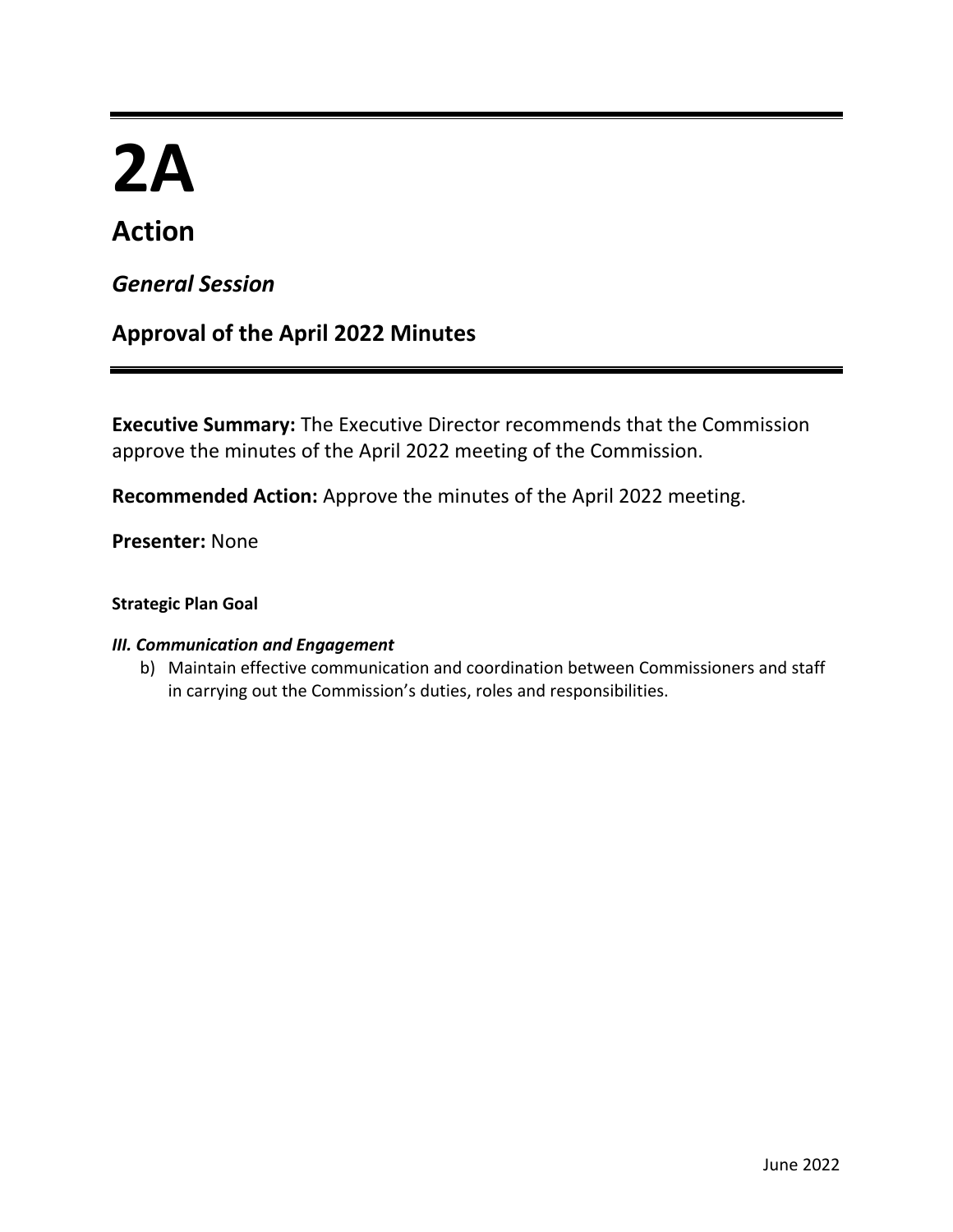# 2A

## Action

### *General Session*

### Approval of the April 2022 Minutes

**Executive Summary:** The Executive Director recommends that the Commission approve the minutes of the April 2022 meeting of the Commission.

**Recommended Action:** Approve the minutes of the April 2022 meeting.

**Presenter:** None

**Strategic Plan Goal**

***III. Communication and Engagement***

b) Maintain effective communication and coordination between Commissioners and staff in carrying out the Commission's duties, roles and responsibilities.

June 2022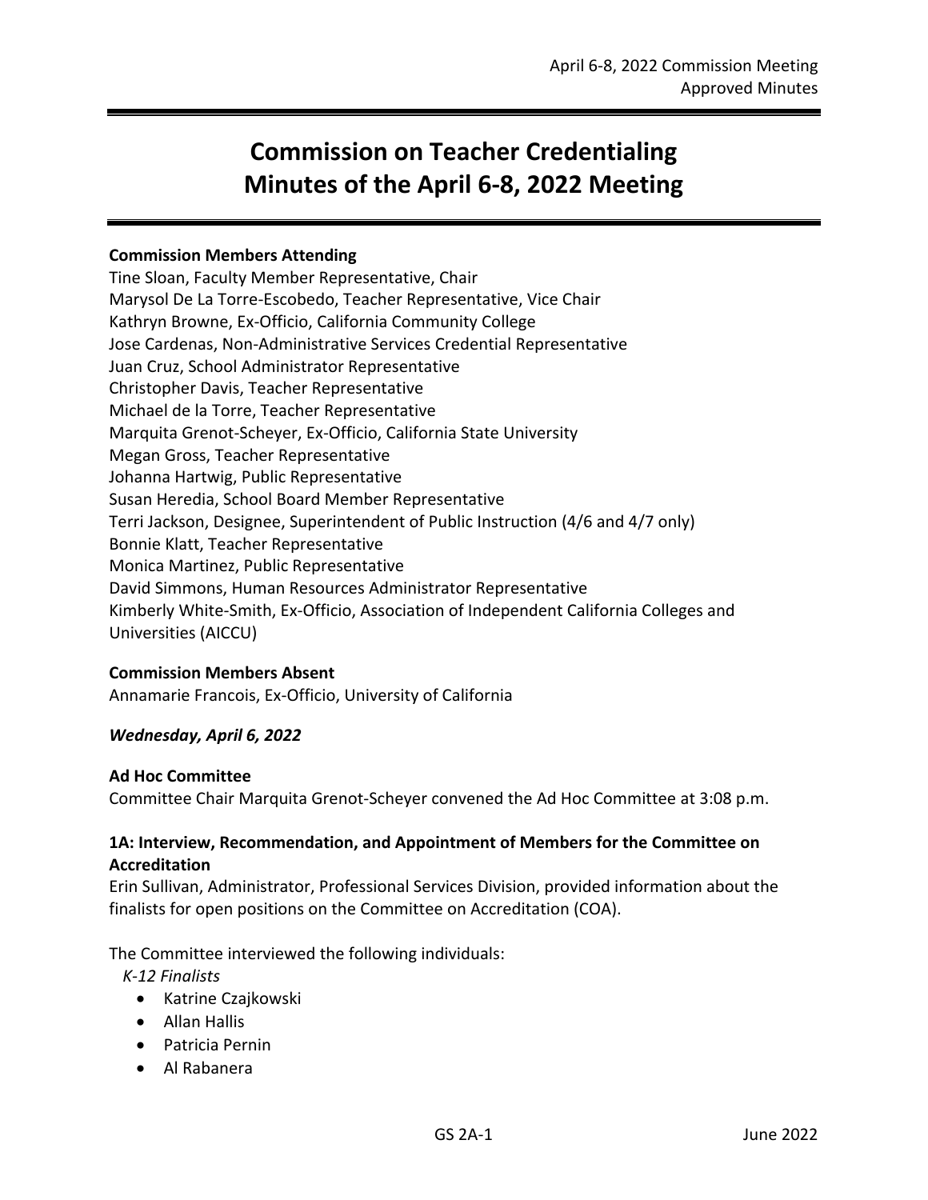# Commission on Teacher Credentialing Minutes of the April 6-8, 2022 Meeting

**Commission Members Attending**
Tine Sloan, Faculty Member Representative, Chair
Marysol De La Torre-Escobedo, Teacher Representative, Vice Chair
Kathryn Browne, Ex-Officio, California Community College
Jose Cardenas, Non-Administrative Services Credential Representative
Juan Cruz, School Administrator Representative
Christopher Davis, Teacher Representative
Michael de la Torre, Teacher Representative
Marquita Grenot-Scheyer, Ex-Officio, California State University
Megan Gross, Teacher Representative
Johanna Hartwig, Public Representative
Susan Heredia, School Board Member Representative
Terri Jackson, Designee, Superintendent of Public Instruction (4/6 and 4/7 only)
Bonnie Klatt, Teacher Representative
Monica Martinez, Public Representative
David Simmons, Human Resources Administrator Representative
Kimberly White-Smith, Ex-Officio, Association of Independent California Colleges and Universities (AICCU)

**Commission Members Absent**
Annamarie Francois, Ex-Officio, University of California

***Wednesday, April 6, 2022***

**Ad Hoc Committee**
Committee Chair Marquita Grenot-Scheyer convened the Ad Hoc Committee at 3:08 p.m.

**1A: Interview, Recommendation, and Appointment of Members for the Committee on Accreditation**
Erin Sullivan, Administrator, Professional Services Division, provided information about the finalists for open positions on the Committee on Accreditation (COA).

The Committee interviewed the following individuals:

*K-12 Finalists*

- Katrine Czajkowski
- Allan Hallis
- Patricia Pernin
- Al Rabanera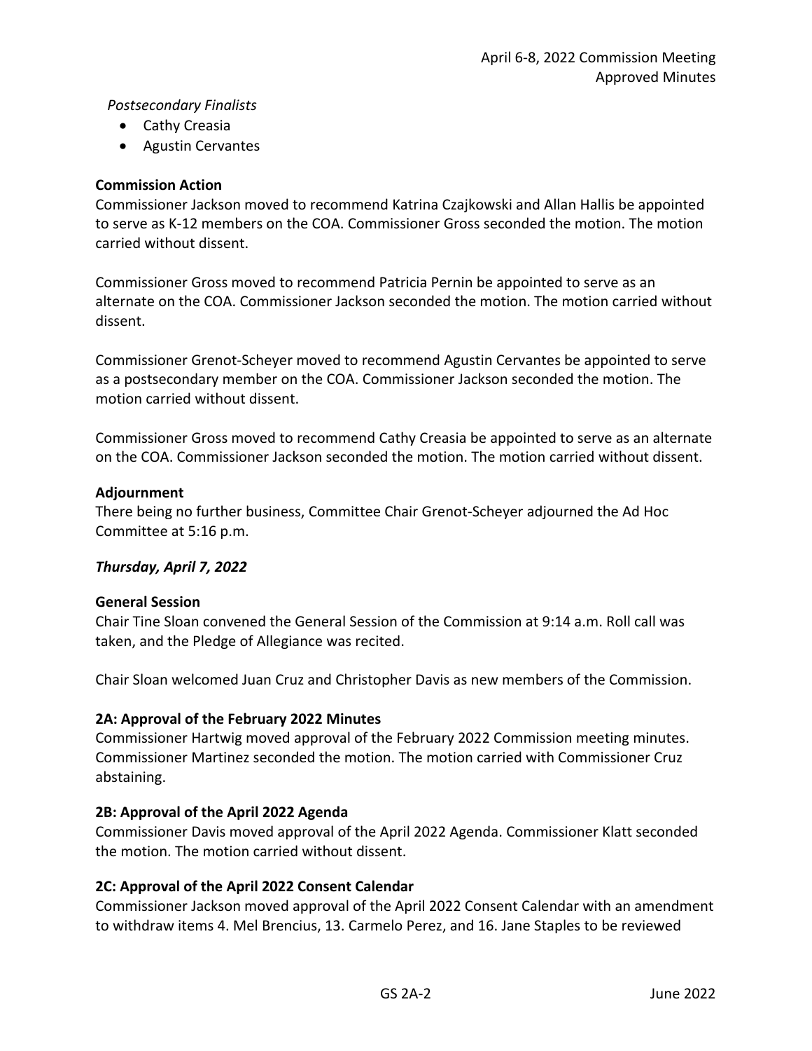*Postsecondary Finalists*

- Cathy Creasia
- Agustin Cervantes

**Commission Action**

Commissioner Jackson moved to recommend Katrina Czajkowski and Allan Hallis be appointed to serve as K-12 members on the COA. Commissioner Gross seconded the motion. The motion carried without dissent.

Commissioner Gross moved to recommend Patricia Pernin be appointed to serve as an alternate on the COA. Commissioner Jackson seconded the motion. The motion carried without dissent.

Commissioner Grenot-Scheyer moved to recommend Agustin Cervantes be appointed to serve as a postsecondary member on the COA. Commissioner Jackson seconded the motion. The motion carried without dissent.

Commissioner Gross moved to recommend Cathy Creasia be appointed to serve as an alternate on the COA. Commissioner Jackson seconded the motion. The motion carried without dissent.

**Adjournment**

There being no further business, Committee Chair Grenot-Scheyer adjourned the Ad Hoc Committee at 5:16 p.m.

***Thursday, April 7, 2022***

**General Session**

Chair Tine Sloan convened the General Session of the Commission at 9:14 a.m. Roll call was taken, and the Pledge of Allegiance was recited.

Chair Sloan welcomed Juan Cruz and Christopher Davis as new members of the Commission.

**2A: Approval of the February 2022 Minutes**

Commissioner Hartwig moved approval of the February 2022 Commission meeting minutes. Commissioner Martinez seconded the motion. The motion carried with Commissioner Cruz abstaining.

**2B: Approval of the April 2022 Agenda**

Commissioner Davis moved approval of the April 2022 Agenda. Commissioner Klatt seconded the motion. The motion carried without dissent.

**2C: Approval of the April 2022 Consent Calendar**

Commissioner Jackson moved approval of the April 2022 Consent Calendar with an amendment to withdraw items 4. Mel Brencius, 13. Carmelo Perez, and 16. Jane Staples to be reviewed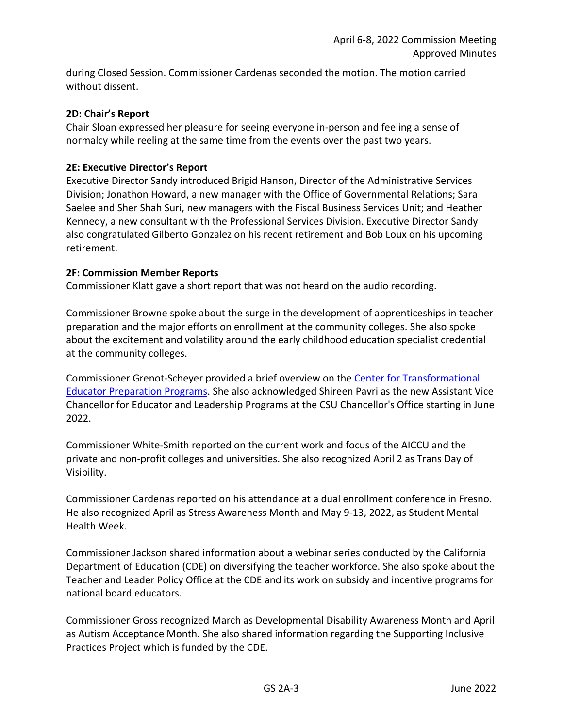during Closed Session. Commissioner Cardenas seconded the motion. The motion carried without dissent.

**2D: Chair's Report**

Chair Sloan expressed her pleasure for seeing everyone in-person and feeling a sense of normalcy while reeling at the same time from the events over the past two years.

**2E: Executive Director's Report**

Executive Director Sandy introduced Brigid Hanson, Director of the Administrative Services Division; Jonathon Howard, a new manager with the Office of Governmental Relations; Sara Saelee and Sher Shah Suri, new managers with the Fiscal Business Services Unit; and Heather Kennedy, a new consultant with the Professional Services Division. Executive Director Sandy also congratulated Gilberto Gonzalez on his recent retirement and Bob Loux on his upcoming retirement.

**2F: Commission Member Reports**

Commissioner Klatt gave a short report that was not heard on the audio recording.

Commissioner Browne spoke about the surge in the development of apprenticeships in teacher preparation and the major efforts on enrollment at the community colleges. She also spoke about the excitement and volatility around the early childhood education specialist credential at the community colleges.

Commissioner Grenot-Scheyer provided a brief overview on the Center for Transformational Educator Preparation Programs. She also acknowledged Shireen Pavri as the new Assistant Vice Chancellor for Educator and Leadership Programs at the CSU Chancellor's Office starting in June 2022.

Commissioner White-Smith reported on the current work and focus of the AICCU and the private and non-profit colleges and universities. She also recognized April 2 as Trans Day of Visibility.

Commissioner Cardenas reported on his attendance at a dual enrollment conference in Fresno. He also recognized April as Stress Awareness Month and May 9-13, 2022, as Student Mental Health Week.

Commissioner Jackson shared information about a webinar series conducted by the California Department of Education (CDE) on diversifying the teacher workforce. She also spoke about the Teacher and Leader Policy Office at the CDE and its work on subsidy and incentive programs for national board educators.

Commissioner Gross recognized March as Developmental Disability Awareness Month and April as Autism Acceptance Month. She also shared information regarding the Supporting Inclusive Practices Project which is funded by the CDE.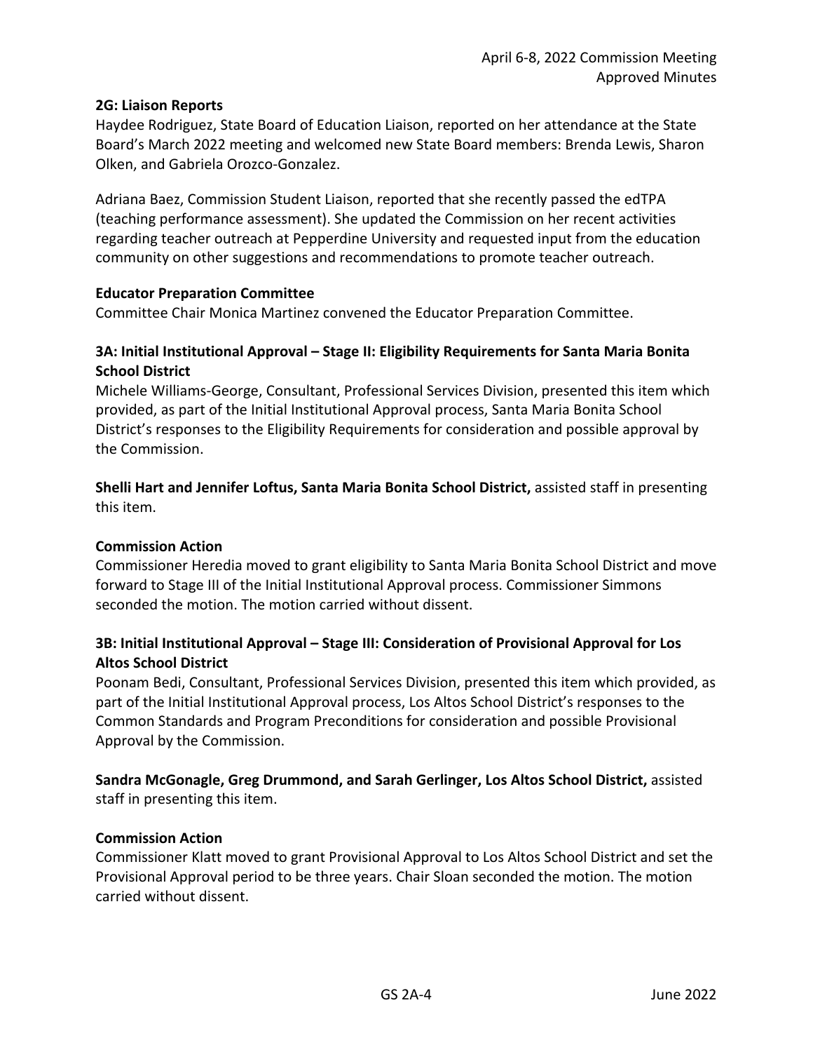**2G: Liaison Reports**

Haydee Rodriguez, State Board of Education Liaison, reported on her attendance at the State Board's March 2022 meeting and welcomed new State Board members: Brenda Lewis, Sharon Olken, and Gabriela Orozco-Gonzalez.

Adriana Baez, Commission Student Liaison, reported that she recently passed the edTPA (teaching performance assessment). She updated the Commission on her recent activities regarding teacher outreach at Pepperdine University and requested input from the education community on other suggestions and recommendations to promote teacher outreach.

**Educator Preparation Committee**

Committee Chair Monica Martinez convened the Educator Preparation Committee.

**3A: Initial Institutional Approval – Stage II: Eligibility Requirements for Santa Maria Bonita School District**

Michele Williams-George, Consultant, Professional Services Division, presented this item which provided, as part of the Initial Institutional Approval process, Santa Maria Bonita School District's responses to the Eligibility Requirements for consideration and possible approval by the Commission.

**Shelli Hart and Jennifer Loftus, Santa Maria Bonita School District,** assisted staff in presenting this item.

**Commission Action**

Commissioner Heredia moved to grant eligibility to Santa Maria Bonita School District and move forward to Stage III of the Initial Institutional Approval process. Commissioner Simmons seconded the motion. The motion carried without dissent.

**3B: Initial Institutional Approval – Stage III: Consideration of Provisional Approval for Los Altos School District**

Poonam Bedi, Consultant, Professional Services Division, presented this item which provided, as part of the Initial Institutional Approval process, Los Altos School District's responses to the Common Standards and Program Preconditions for consideration and possible Provisional Approval by the Commission.

**Sandra McGonagle, Greg Drummond, and Sarah Gerlinger, Los Altos School District,** assisted staff in presenting this item.

**Commission Action**

Commissioner Klatt moved to grant Provisional Approval to Los Altos School District and set the Provisional Approval period to be three years. Chair Sloan seconded the motion. The motion carried without dissent.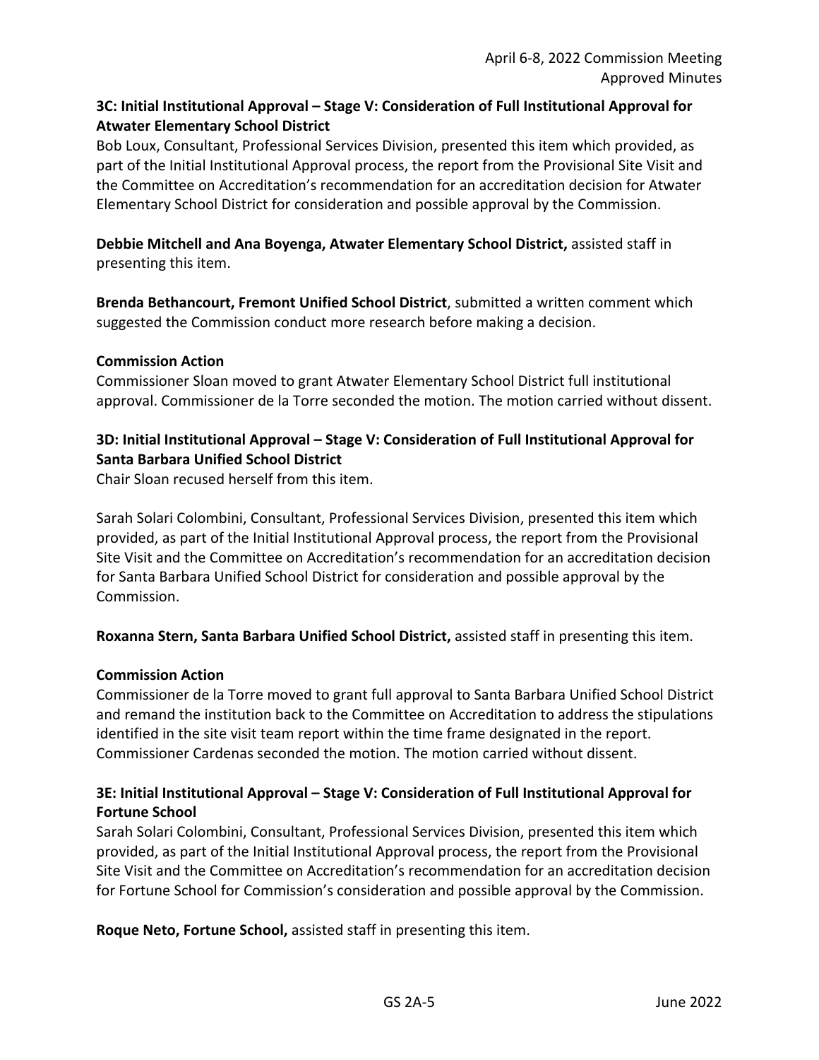### 3C: Initial Institutional Approval – Stage V: Consideration of Full Institutional Approval for Atwater Elementary School District

Bob Loux, Consultant, Professional Services Division, presented this item which provided, as part of the Initial Institutional Approval process, the report from the Provisional Site Visit and the Committee on Accreditation's recommendation for an accreditation decision for Atwater Elementary School District for consideration and possible approval by the Commission.

**Debbie Mitchell and Ana Boyenga, Atwater Elementary School District,** assisted staff in presenting this item.

**Brenda Bethancourt, Fremont Unified School District**, submitted a written comment which suggested the Commission conduct more research before making a decision.

**Commission Action**

Commissioner Sloan moved to grant Atwater Elementary School District full institutional approval. Commissioner de la Torre seconded the motion. The motion carried without dissent.

### 3D: Initial Institutional Approval – Stage V: Consideration of Full Institutional Approval for Santa Barbara Unified School District

Chair Sloan recused herself from this item.

Sarah Solari Colombini, Consultant, Professional Services Division, presented this item which provided, as part of the Initial Institutional Approval process, the report from the Provisional Site Visit and the Committee on Accreditation's recommendation for an accreditation decision for Santa Barbara Unified School District for consideration and possible approval by the Commission.

**Roxanna Stern, Santa Barbara Unified School District,** assisted staff in presenting this item.

**Commission Action**

Commissioner de la Torre moved to grant full approval to Santa Barbara Unified School District and remand the institution back to the Committee on Accreditation to address the stipulations identified in the site visit team report within the time frame designated in the report. Commissioner Cardenas seconded the motion. The motion carried without dissent.

### 3E: Initial Institutional Approval – Stage V: Consideration of Full Institutional Approval for Fortune School

Sarah Solari Colombini, Consultant, Professional Services Division, presented this item which provided, as part of the Initial Institutional Approval process, the report from the Provisional Site Visit and the Committee on Accreditation's recommendation for an accreditation decision for Fortune School for Commission's consideration and possible approval by the Commission.

**Roque Neto, Fortune School,** assisted staff in presenting this item.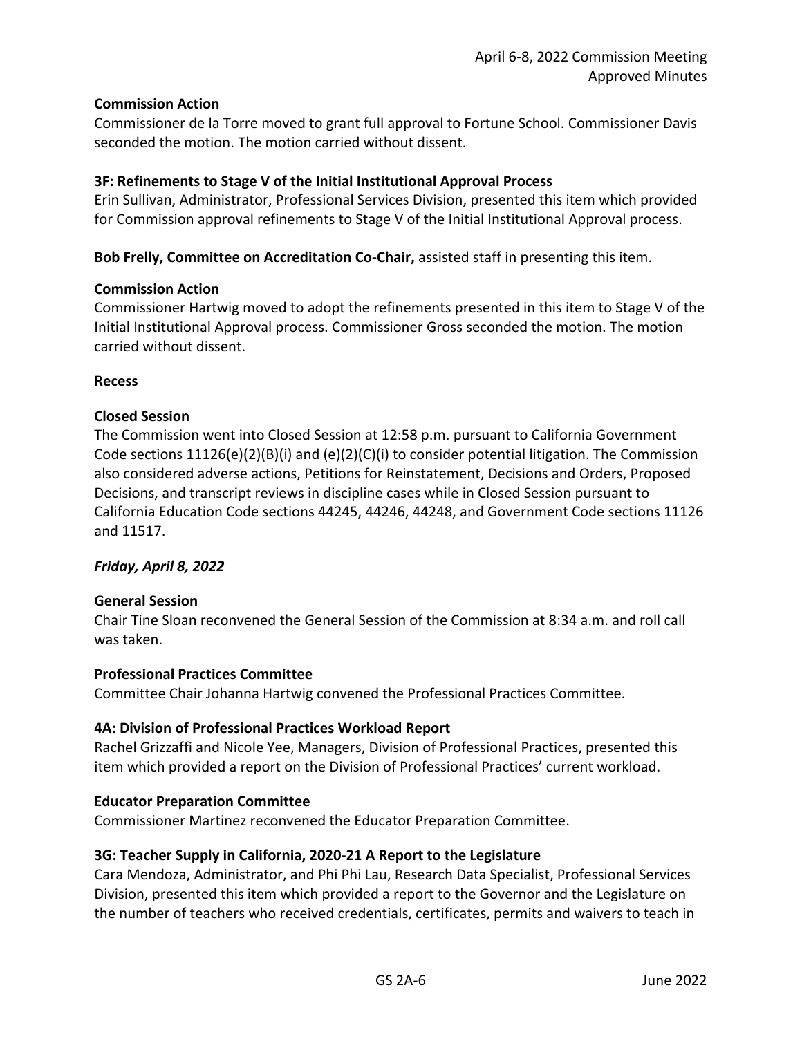**Commission Action**

Commissioner de la Torre moved to grant full approval to Fortune School. Commissioner Davis seconded the motion. The motion carried without dissent.

**3F: Refinements to Stage V of the Initial Institutional Approval Process**

Erin Sullivan, Administrator, Professional Services Division, presented this item which provided for Commission approval refinements to Stage V of the Initial Institutional Approval process.

**Bob Frelly, Committee on Accreditation Co-Chair,** assisted staff in presenting this item.

**Commission Action**

Commissioner Hartwig moved to adopt the refinements presented in this item to Stage V of the Initial Institutional Approval process. Commissioner Gross seconded the motion. The motion carried without dissent.

**Recess**

**Closed Session**

The Commission went into Closed Session at 12:58 p.m. pursuant to California Government Code sections 11126(e)(2)(B)(i) and (e)(2)(C)(i) to consider potential litigation. The Commission also considered adverse actions, Petitions for Reinstatement, Decisions and Orders, Proposed Decisions, and transcript reviews in discipline cases while in Closed Session pursuant to California Education Code sections 44245, 44246, 44248, and Government Code sections 11126 and 11517.

***Friday, April 8, 2022***

**General Session**

Chair Tine Sloan reconvened the General Session of the Commission at 8:34 a.m. and roll call was taken.

**Professional Practices Committee**

Committee Chair Johanna Hartwig convened the Professional Practices Committee.

**4A: Division of Professional Practices Workload Report**

Rachel Grizzaffi and Nicole Yee, Managers, Division of Professional Practices, presented this item which provided a report on the Division of Professional Practices' current workload.

**Educator Preparation Committee**

Commissioner Martinez reconvened the Educator Preparation Committee.

**3G: Teacher Supply in California, 2020-21 A Report to the Legislature**

Cara Mendoza, Administrator, and Phi Phi Lau, Research Data Specialist, Professional Services Division, presented this item which provided a report to the Governor and the Legislature on the number of teachers who received credentials, certificates, permits and waivers to teach in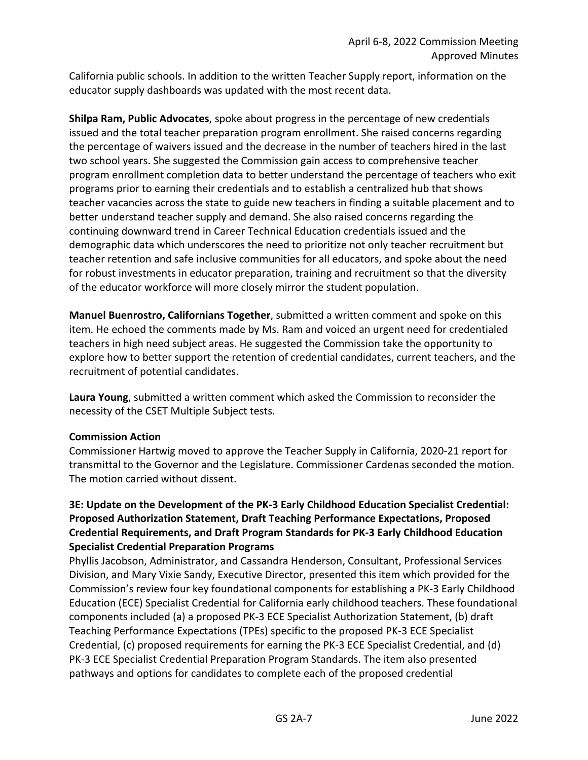California public schools. In addition to the written Teacher Supply report, information on the educator supply dashboards was updated with the most recent data.

**Shilpa Ram, Public Advocates**, spoke about progress in the percentage of new credentials issued and the total teacher preparation program enrollment. She raised concerns regarding the percentage of waivers issued and the decrease in the number of teachers hired in the last two school years. She suggested the Commission gain access to comprehensive teacher program enrollment completion data to better understand the percentage of teachers who exit programs prior to earning their credentials and to establish a centralized hub that shows teacher vacancies across the state to guide new teachers in finding a suitable placement and to better understand teacher supply and demand. She also raised concerns regarding the continuing downward trend in Career Technical Education credentials issued and the demographic data which underscores the need to prioritize not only teacher recruitment but teacher retention and safe inclusive communities for all educators, and spoke about the need for robust investments in educator preparation, training and recruitment so that the diversity of the educator workforce will more closely mirror the student population.

**Manuel Buenrostro, Californians Together**, submitted a written comment and spoke on this item. He echoed the comments made by Ms. Ram and voiced an urgent need for credentialed teachers in high need subject areas. He suggested the Commission take the opportunity to explore how to better support the retention of credential candidates, current teachers, and the recruitment of potential candidates.

**Laura Young**, submitted a written comment which asked the Commission to reconsider the necessity of the CSET Multiple Subject tests.

**Commission Action**

Commissioner Hartwig moved to approve the Teacher Supply in California, 2020-21 report for transmittal to the Governor and the Legislature. Commissioner Cardenas seconded the motion. The motion carried without dissent.

### 3E: Update on the Development of the PK-3 Early Childhood Education Specialist Credential: Proposed Authorization Statement, Draft Teaching Performance Expectations, Proposed Credential Requirements, and Draft Program Standards for PK-3 Early Childhood Education Specialist Credential Preparation Programs

Phyllis Jacobson, Administrator, and Cassandra Henderson, Consultant, Professional Services Division, and Mary Vixie Sandy, Executive Director, presented this item which provided for the Commission's review four key foundational components for establishing a PK-3 Early Childhood Education (ECE) Specialist Credential for California early childhood teachers. These foundational components included (a) a proposed PK-3 ECE Specialist Authorization Statement, (b) draft Teaching Performance Expectations (TPEs) specific to the proposed PK-3 ECE Specialist Credential, (c) proposed requirements for earning the PK-3 ECE Specialist Credential, and (d) PK-3 ECE Specialist Credential Preparation Program Standards. The item also presented pathways and options for candidates to complete each of the proposed credential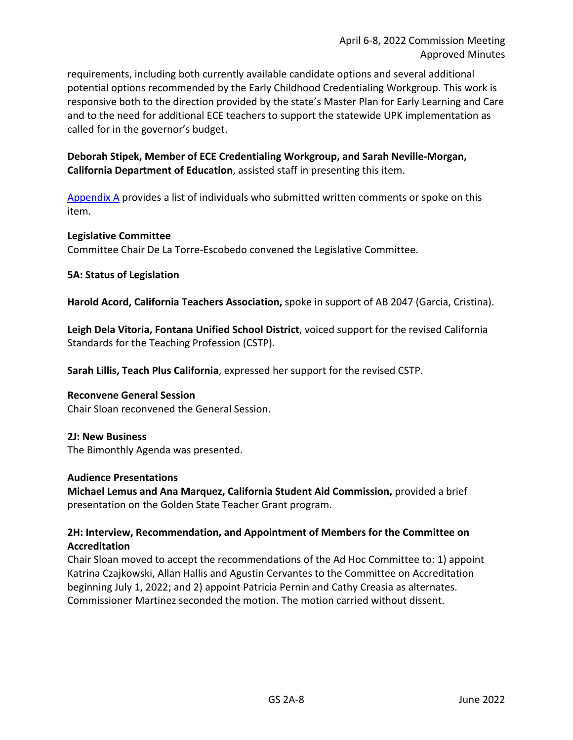requirements, including both currently available candidate options and several additional potential options recommended by the Early Childhood Credentialing Workgroup. This work is responsive both to the direction provided by the state's Master Plan for Early Learning and Care and to the need for additional ECE teachers to support the statewide UPK implementation as called for in the governor's budget.

**Deborah Stipek, Member of ECE Credentialing Workgroup, and Sarah Neville-Morgan, California Department of Education**, assisted staff in presenting this item.

[Appendix A] provides a list of individuals who submitted written comments or spoke on this item.

**Legislative Committee**

Committee Chair De La Torre-Escobedo convened the Legislative Committee.

**5A: Status of Legislation**

**Harold Acord, California Teachers Association,** spoke in support of AB 2047 (Garcia, Cristina).

**Leigh Dela Vitoria, Fontana Unified School District**, voiced support for the revised California Standards for the Teaching Profession (CSTP).

**Sarah Lillis, Teach Plus California**, expressed her support for the revised CSTP.

**Reconvene General Session**

Chair Sloan reconvened the General Session.

**2J: New Business**

The Bimonthly Agenda was presented.

**Audience Presentations**

**Michael Lemus and Ana Marquez, California Student Aid Commission,** provided a brief presentation on the Golden State Teacher Grant program.

**2H: Interview, Recommendation, and Appointment of Members for the Committee on Accreditation**

Chair Sloan moved to accept the recommendations of the Ad Hoc Committee to: 1) appoint Katrina Czajkowski, Allan Hallis and Agustin Cervantes to the Committee on Accreditation beginning July 1, 2022; and 2) appoint Patricia Pernin and Cathy Creasia as alternates. Commissioner Martinez seconded the motion. The motion carried without dissent.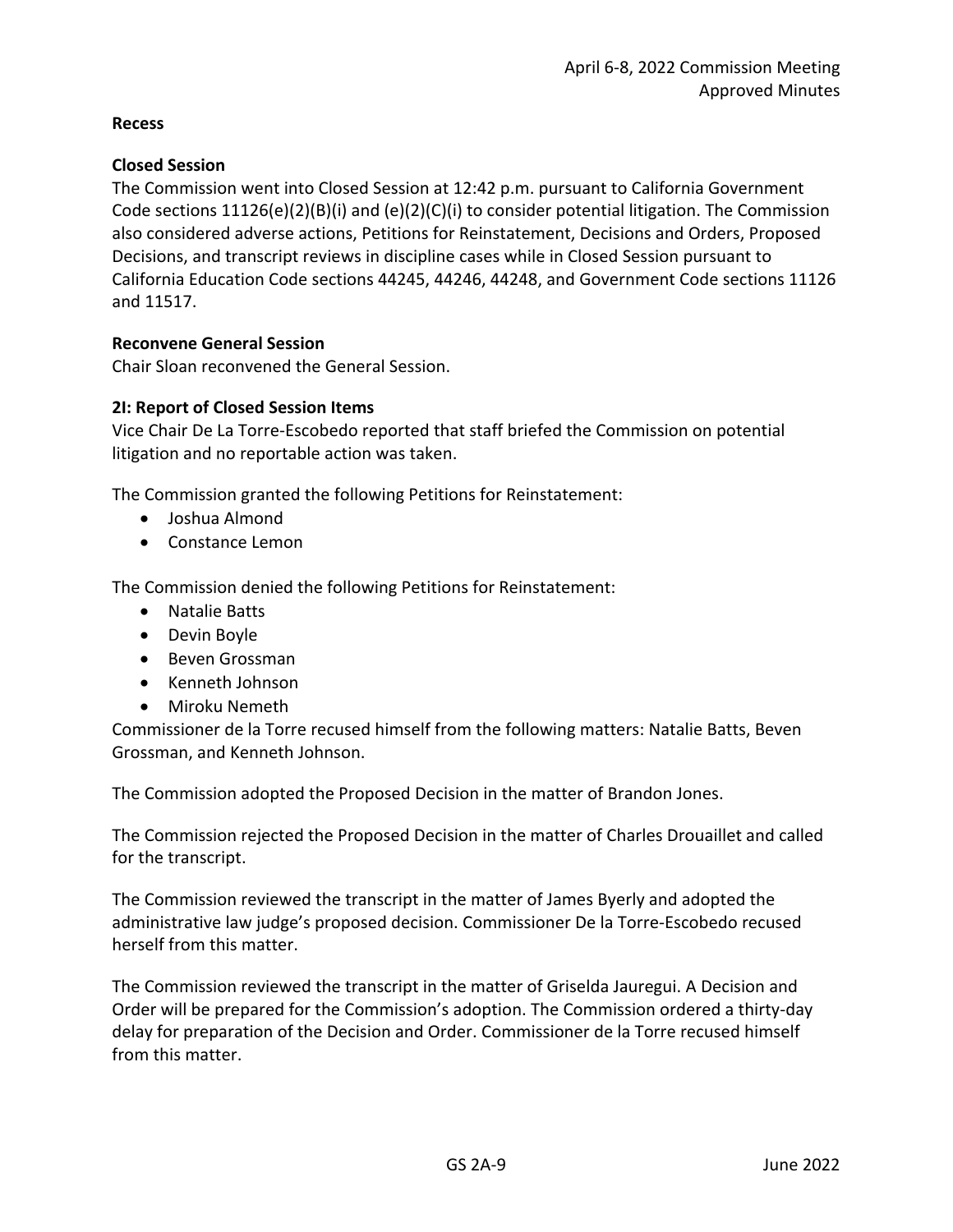**Recess**

**Closed Session**

The Commission went into Closed Session at 12:42 p.m. pursuant to California Government Code sections 11126(e)(2)(B)(i) and (e)(2)(C)(i) to consider potential litigation. The Commission also considered adverse actions, Petitions for Reinstatement, Decisions and Orders, Proposed Decisions, and transcript reviews in discipline cases while in Closed Session pursuant to California Education Code sections 44245, 44246, 44248, and Government Code sections 11126 and 11517.

**Reconvene General Session**

Chair Sloan reconvened the General Session.

**2I: Report of Closed Session Items**

Vice Chair De La Torre-Escobedo reported that staff briefed the Commission on potential litigation and no reportable action was taken.

The Commission granted the following Petitions for Reinstatement:

- Joshua Almond
- Constance Lemon

The Commission denied the following Petitions for Reinstatement:

- Natalie Batts
- Devin Boyle
- Beven Grossman
- Kenneth Johnson
- Miroku Nemeth

Commissioner de la Torre recused himself from the following matters: Natalie Batts, Beven Grossman, and Kenneth Johnson.

The Commission adopted the Proposed Decision in the matter of Brandon Jones.

The Commission rejected the Proposed Decision in the matter of Charles Drouaillet and called for the transcript.

The Commission reviewed the transcript in the matter of James Byerly and adopted the administrative law judge's proposed decision. Commissioner De la Torre-Escobedo recused herself from this matter.

The Commission reviewed the transcript in the matter of Griselda Jauregui. A Decision and Order will be prepared for the Commission's adoption. The Commission ordered a thirty-day delay for preparation of the Decision and Order. Commissioner de la Torre recused himself from this matter.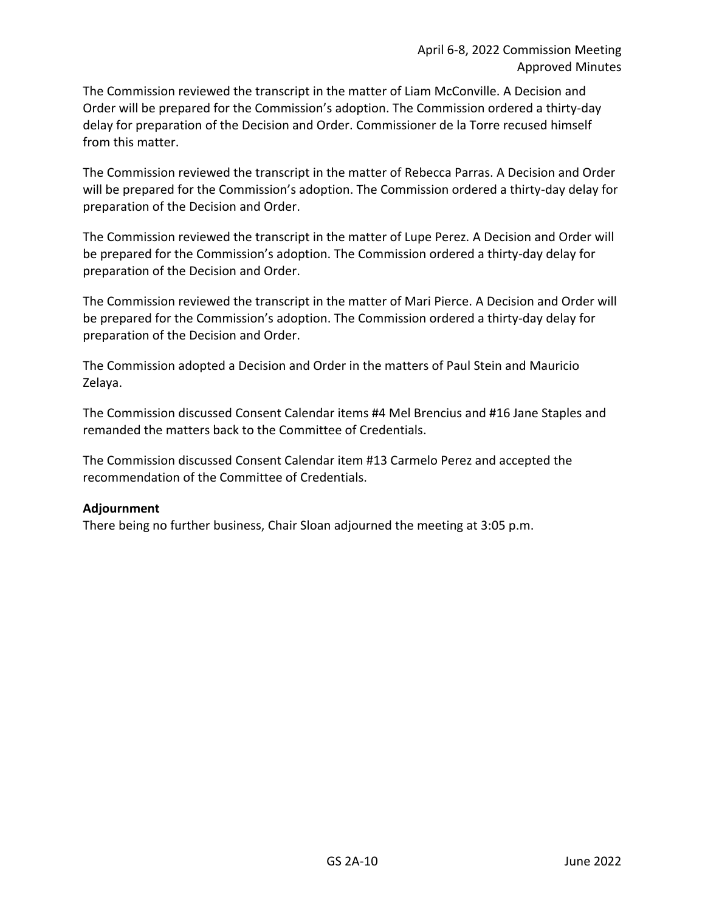The Commission reviewed the transcript in the matter of Liam McConville. A Decision and Order will be prepared for the Commission's adoption. The Commission ordered a thirty-day delay for preparation of the Decision and Order. Commissioner de la Torre recused himself from this matter.

The Commission reviewed the transcript in the matter of Rebecca Parras. A Decision and Order will be prepared for the Commission's adoption. The Commission ordered a thirty-day delay for preparation of the Decision and Order.

The Commission reviewed the transcript in the matter of Lupe Perez. A Decision and Order will be prepared for the Commission's adoption. The Commission ordered a thirty-day delay for preparation of the Decision and Order.

The Commission reviewed the transcript in the matter of Mari Pierce. A Decision and Order will be prepared for the Commission's adoption. The Commission ordered a thirty-day delay for preparation of the Decision and Order.

The Commission adopted a Decision and Order in the matters of Paul Stein and Mauricio Zelaya.

The Commission discussed Consent Calendar items #4 Mel Brencius and #16 Jane Staples and remanded the matters back to the Committee of Credentials.

The Commission discussed Consent Calendar item #13 Carmelo Perez and accepted the recommendation of the Committee of Credentials.

**Adjournment**

There being no further business, Chair Sloan adjourned the meeting at 3:05 p.m.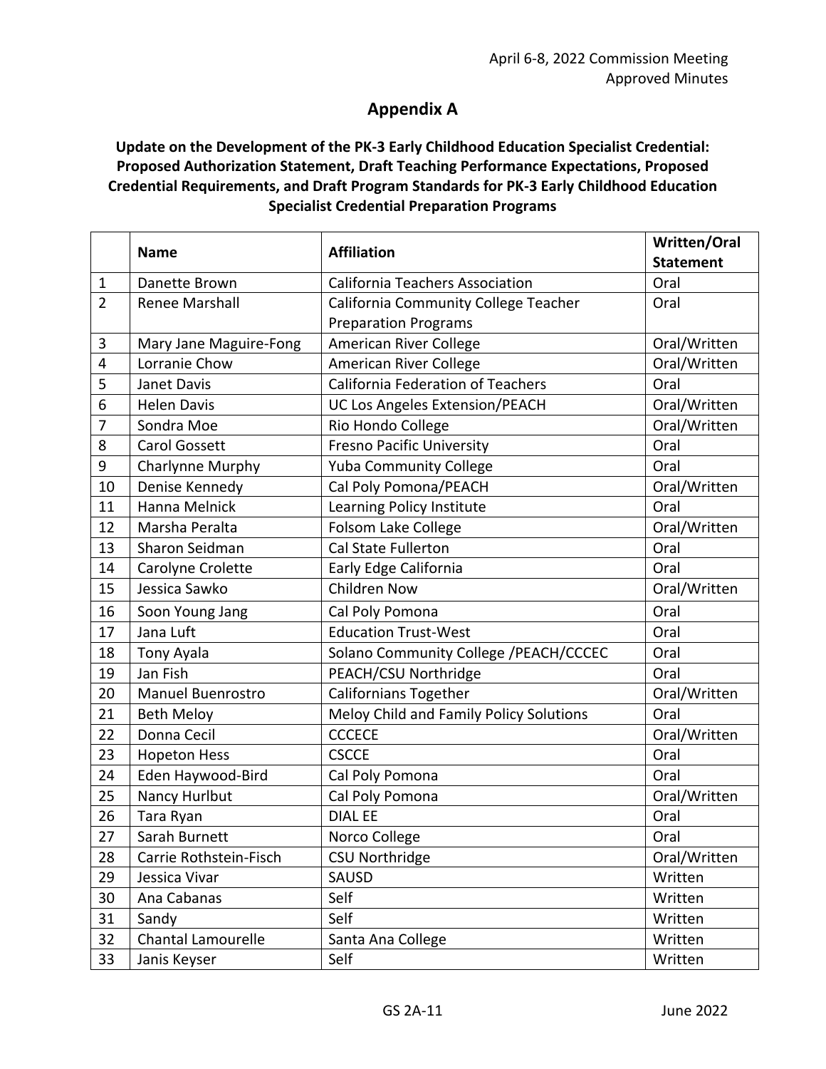## Appendix A

**Update on the Development of the PK-3 Early Childhood Education Specialist Credential: Proposed Authorization Statement, Draft Teaching Performance Expectations, Proposed Credential Requirements, and Draft Program Standards for PK-3 Early Childhood Education Specialist Credential Preparation Programs**

| | Name | Affiliation | Written/Oral Statement |
|---|---|---|---|
| 1 | Danette Brown | California Teachers Association | Oral |
| 2 | Renee Marshall | California Community College Teacher Preparation Programs | Oral |
| 3 | Mary Jane Maguire-Fong | American River College | Oral/Written |
| 4 | Lorranie Chow | American River College | Oral/Written |
| 5 | Janet Davis | California Federation of Teachers | Oral |
| 6 | Helen Davis | UC Los Angeles Extension/PEACH | Oral/Written |
| 7 | Sondra Moe | Rio Hondo College | Oral/Written |
| 8 | Carol Gossett | Fresno Pacific University | Oral |
| 9 | Charlynne Murphy | Yuba Community College | Oral |
| 10 | Denise Kennedy | Cal Poly Pomona/PEACH | Oral/Written |
| 11 | Hanna Melnick | Learning Policy Institute | Oral |
| 12 | Marsha Peralta | Folsom Lake College | Oral/Written |
| 13 | Sharon Seidman | Cal State Fullerton | Oral |
| 14 | Carolyne Crolette | Early Edge California | Oral |
| 15 | Jessica Sawko | Children Now | Oral/Written |
| 16 | Soon Young Jang | Cal Poly Pomona | Oral |
| 17 | Jana Luft | Education Trust-West | Oral |
| 18 | Tony Ayala | Solano Community College /PEACH/CCCEC | Oral |
| 19 | Jan Fish | PEACH/CSU Northridge | Oral |
| 20 | Manuel Buenrostro | Californians Together | Oral/Written |
| 21 | Beth Meloy | Meloy Child and Family Policy Solutions | Oral |
| 22 | Donna Cecil | CCCECE | Oral/Written |
| 23 | Hopeton Hess | CSCCE | Oral |
| 24 | Eden Haywood-Bird | Cal Poly Pomona | Oral |
| 25 | Nancy Hurlbut | Cal Poly Pomona | Oral/Written |
| 26 | Tara Ryan | DIAL EE | Oral |
| 27 | Sarah Burnett | Norco College | Oral |
| 28 | Carrie Rothstein-Fisch | CSU Northridge | Oral/Written |
| 29 | Jessica Vivar | SAUSD | Written |
| 30 | Ana Cabanas | Self | Written |
| 31 | Sandy | Self | Written |
| 32 | Chantal Lamourelle | Santa Ana College | Written |
| 33 | Janis Keyser | Self | Written |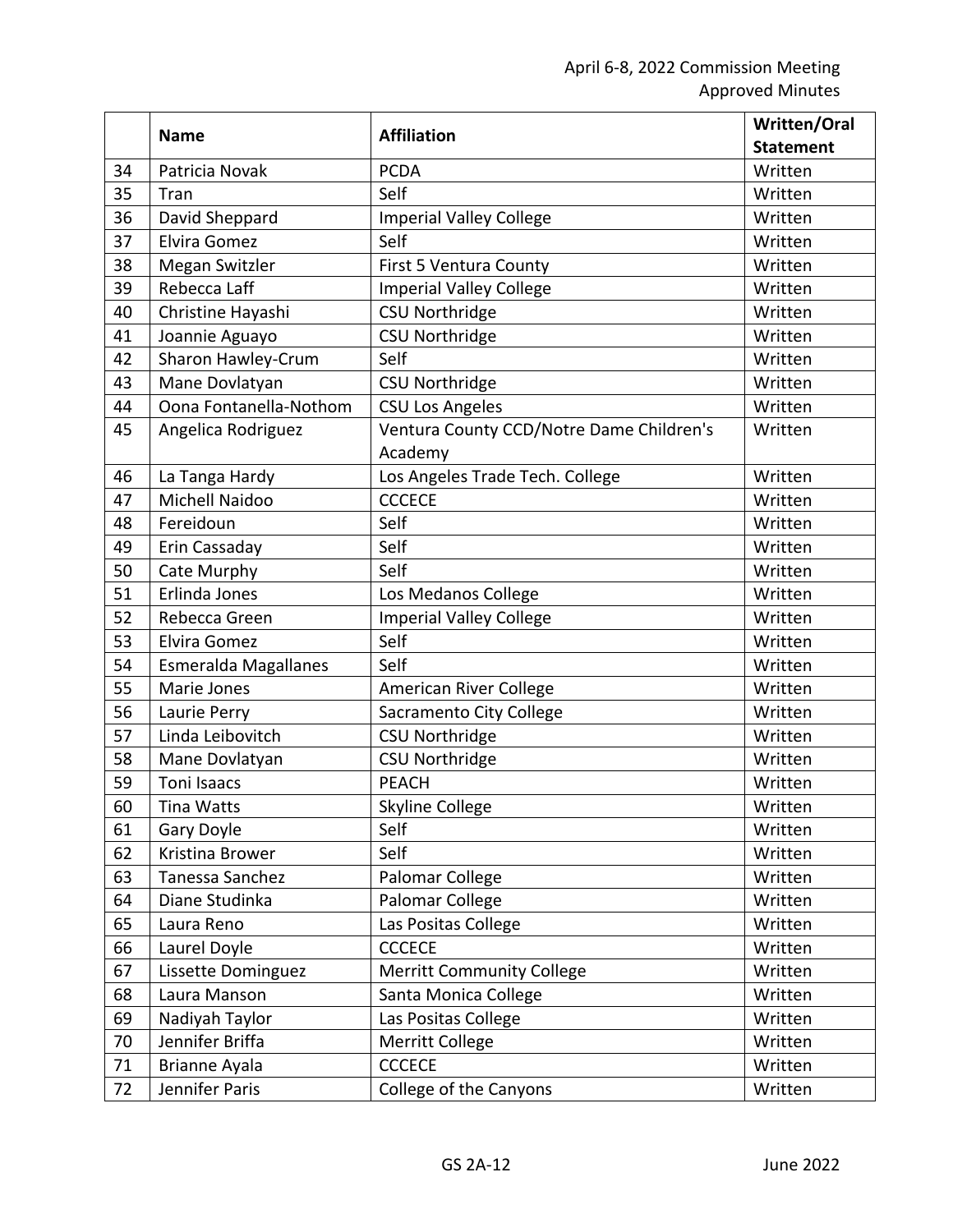|  | Name | Affiliation | Written/Oral Statement |
|---|---|---|---|
| 34 | Patricia Novak | PCDA | Written |
| 35 | Tran | Self | Written |
| 36 | David Sheppard | Imperial Valley College | Written |
| 37 | Elvira Gomez | Self | Written |
| 38 | Megan Switzler | First 5 Ventura County | Written |
| 39 | Rebecca Laff | Imperial Valley College | Written |
| 40 | Christine Hayashi | CSU Northridge | Written |
| 41 | Joannie Aguayo | CSU Northridge | Written |
| 42 | Sharon Hawley-Crum | Self | Written |
| 43 | Mane Dovlatyan | CSU Northridge | Written |
| 44 | Oona Fontanella-Nothom | CSU Los Angeles | Written |
| 45 | Angelica Rodriguez | Ventura County CCD/Notre Dame Children's Academy | Written |
| 46 | La Tanga Hardy | Los Angeles Trade Tech. College | Written |
| 47 | Michell Naidoo | CCCECE | Written |
| 48 | Fereidoun | Self | Written |
| 49 | Erin Cassaday | Self | Written |
| 50 | Cate Murphy | Self | Written |
| 51 | Erlinda Jones | Los Medanos College | Written |
| 52 | Rebecca Green | Imperial Valley College | Written |
| 53 | Elvira Gomez | Self | Written |
| 54 | Esmeralda Magallanes | Self | Written |
| 55 | Marie Jones | American River College | Written |
| 56 | Laurie Perry | Sacramento City College | Written |
| 57 | Linda Leibovitch | CSU Northridge | Written |
| 58 | Mane Dovlatyan | CSU Northridge | Written |
| 59 | Toni Isaacs | PEACH | Written |
| 60 | Tina Watts | Skyline College | Written |
| 61 | Gary Doyle | Self | Written |
| 62 | Kristina Brower | Self | Written |
| 63 | Tanessa Sanchez | Palomar College | Written |
| 64 | Diane Studinka | Palomar College | Written |
| 65 | Laura Reno | Las Positas College | Written |
| 66 | Laurel Doyle | CCCECE | Written |
| 67 | Lissette Dominguez | Merritt Community College | Written |
| 68 | Laura Manson | Santa Monica College | Written |
| 69 | Nadiyah Taylor | Las Positas College | Written |
| 70 | Jennifer Briffa | Merritt College | Written |
| 71 | Brianne Ayala | CCCECE | Written |
| 72 | Jennifer Paris | College of the Canyons | Written |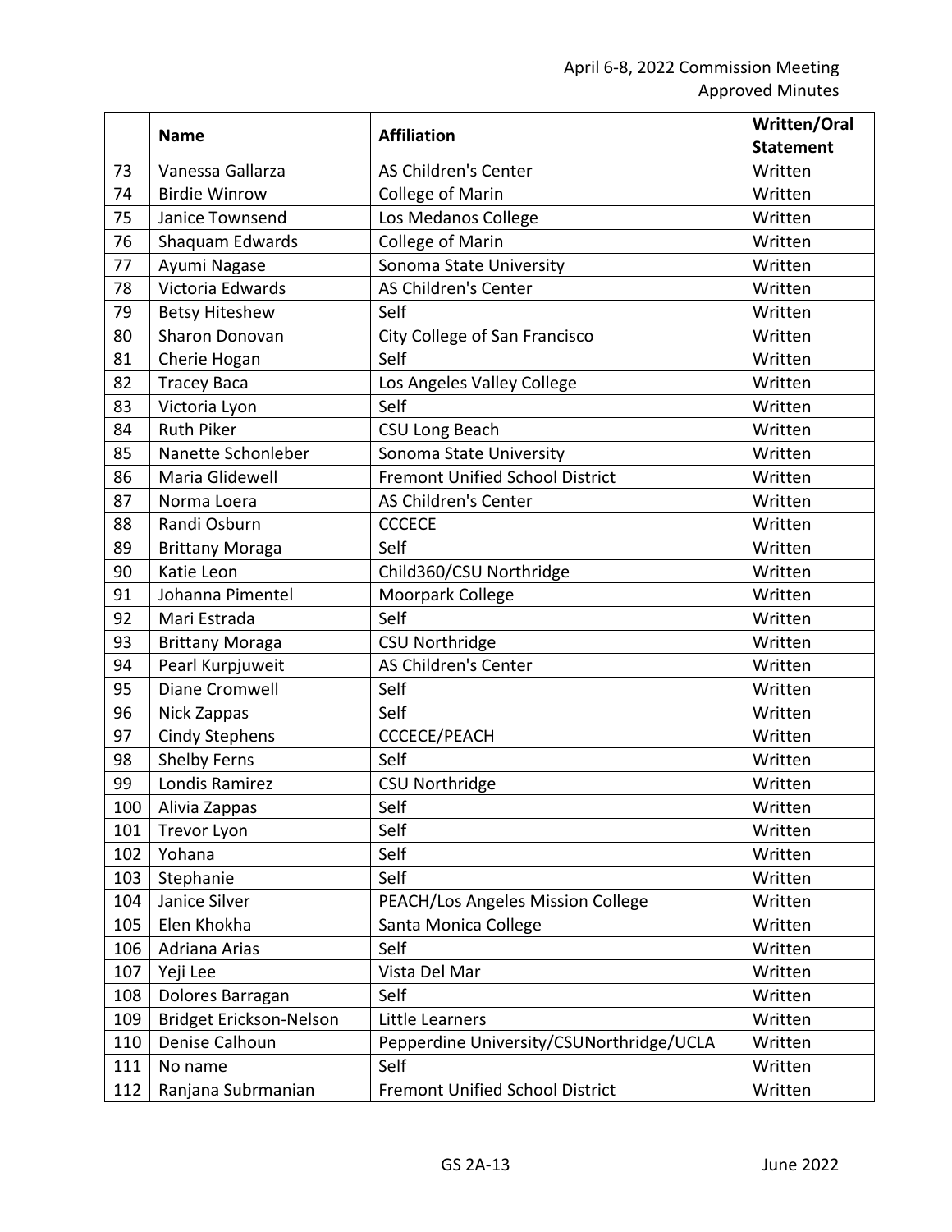| | Name | Affiliation | Written/Oral Statement |
|---|---|---|---|
| 73 | Vanessa Gallarza | AS Children's Center | Written |
| 74 | Birdie Winrow | College of Marin | Written |
| 75 | Janice Townsend | Los Medanos College | Written |
| 76 | Shaquam Edwards | College of Marin | Written |
| 77 | Ayumi Nagase | Sonoma State University | Written |
| 78 | Victoria Edwards | AS Children's Center | Written |
| 79 | Betsy Hiteshew | Self | Written |
| 80 | Sharon Donovan | City College of San Francisco | Written |
| 81 | Cherie Hogan | Self | Written |
| 82 | Tracey Baca | Los Angeles Valley College | Written |
| 83 | Victoria Lyon | Self | Written |
| 84 | Ruth Piker | CSU Long Beach | Written |
| 85 | Nanette Schonleber | Sonoma State University | Written |
| 86 | Maria Glidewell | Fremont Unified School District | Written |
| 87 | Norma Loera | AS Children's Center | Written |
| 88 | Randi Osburn | CCCECE | Written |
| 89 | Brittany Moraga | Self | Written |
| 90 | Katie Leon | Child360/CSU Northridge | Written |
| 91 | Johanna Pimentel | Moorpark College | Written |
| 92 | Mari Estrada | Self | Written |
| 93 | Brittany Moraga | CSU Northridge | Written |
| 94 | Pearl Kurpjuweit | AS Children's Center | Written |
| 95 | Diane Cromwell | Self | Written |
| 96 | Nick Zappas | Self | Written |
| 97 | Cindy Stephens | CCCECE/PEACH | Written |
| 98 | Shelby Ferns | Self | Written |
| 99 | Londis Ramirez | CSU Northridge | Written |
| 100 | Alivia Zappas | Self | Written |
| 101 | Trevor Lyon | Self | Written |
| 102 | Yohana | Self | Written |
| 103 | Stephanie | Self | Written |
| 104 | Janice Silver | PEACH/Los Angeles Mission College | Written |
| 105 | Elen Khokha | Santa Monica College | Written |
| 106 | Adriana Arias | Self | Written |
| 107 | Yeji Lee | Vista Del Mar | Written |
| 108 | Dolores Barragan | Self | Written |
| 109 | Bridget Erickson-Nelson | Little Learners | Written |
| 110 | Denise Calhoun | Pepperdine University/CSUNorthridge/UCLA | Written |
| 111 | No name | Self | Written |
| 112 | Ranjana Subrmanian | Fremont Unified School District | Written |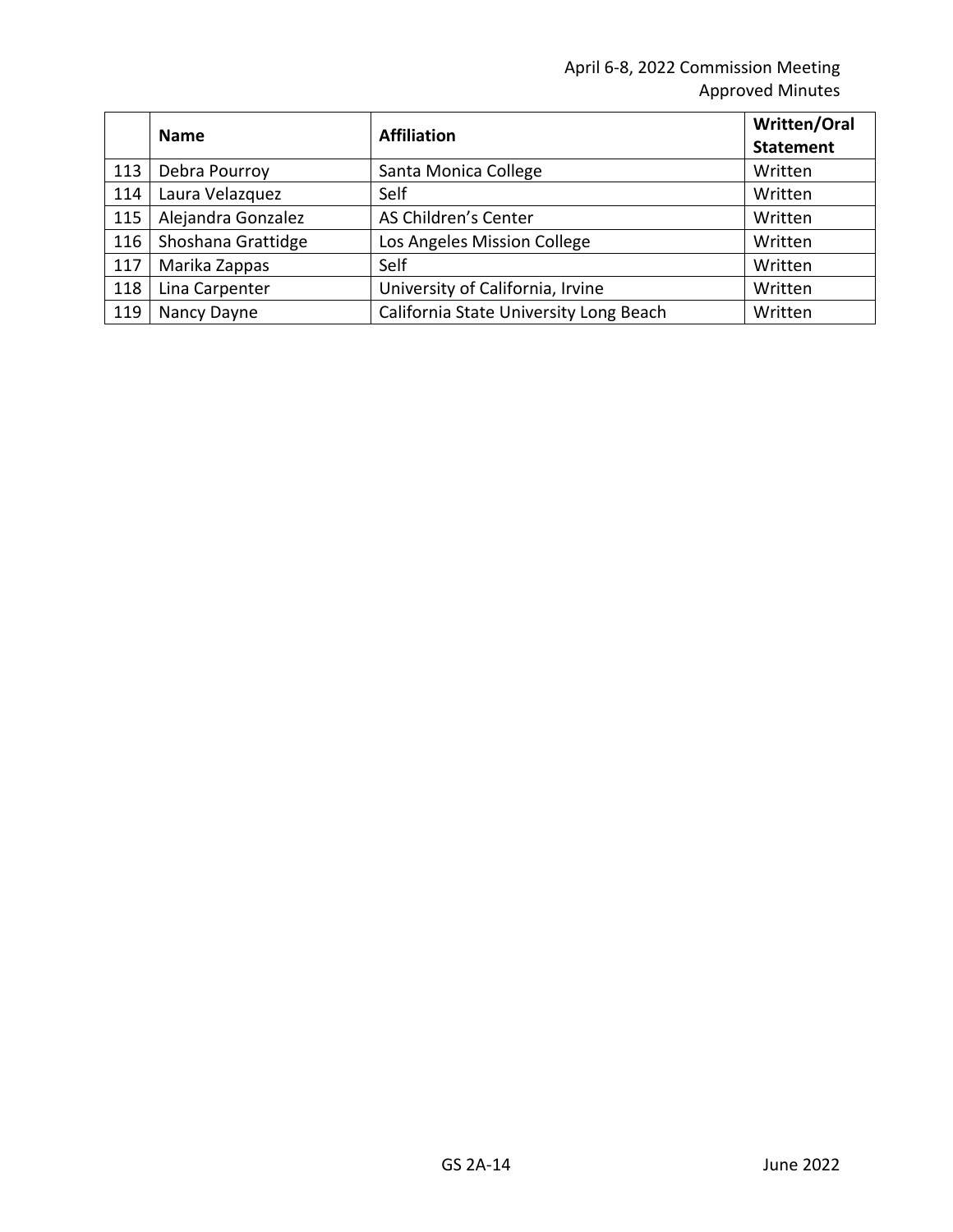| | Name | Affiliation | Written/Oral Statement |
|---|---|---|---|
| 113 | Debra Pourroy | Santa Monica College | Written |
| 114 | Laura Velazquez | Self | Written |
| 115 | Alejandra Gonzalez | AS Children's Center | Written |
| 116 | Shoshana Grattidge | Los Angeles Mission College | Written |
| 117 | Marika Zappas | Self | Written |
| 118 | Lina Carpenter | University of California, Irvine | Written |
| 119 | Nancy Dayne | California State University Long Beach | Written |